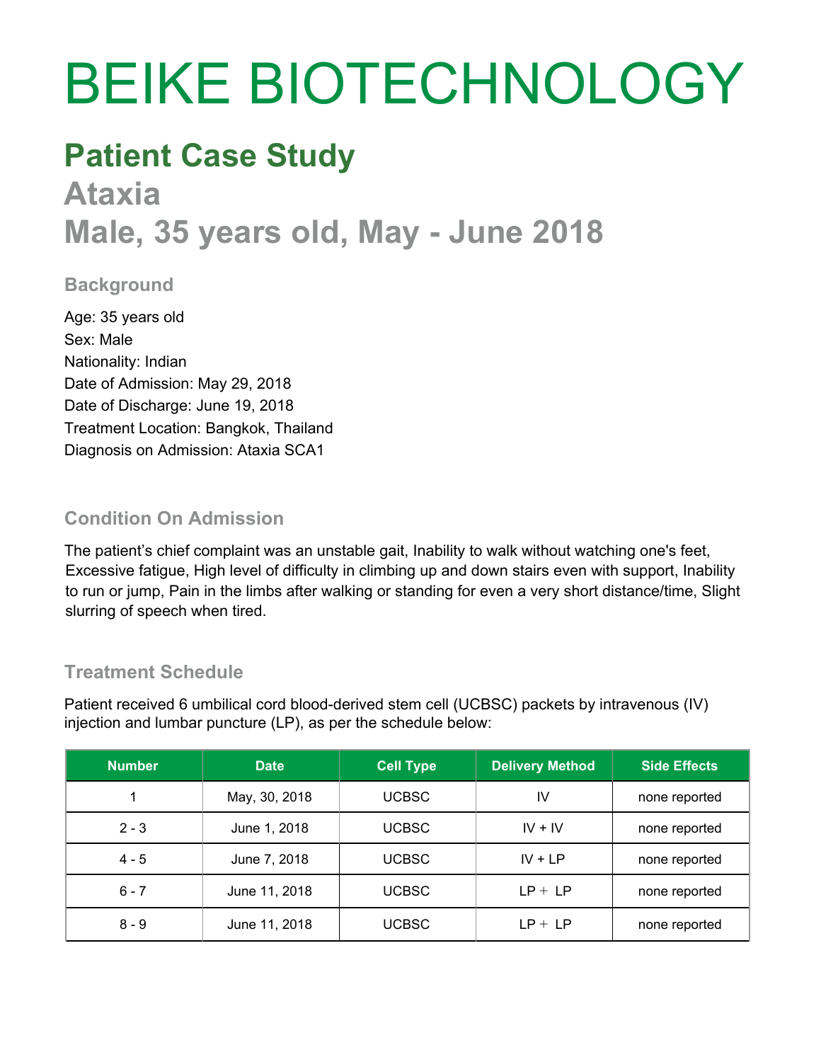# BEIKE BIOTECHNOLOGY

## Patient Case Study

## Ataxia

## Male, 35 years old, May - June 2018

### Background

Age: 35 years old
Sex: Male
Nationality: Indian
Date of Admission: May 29, 2018
Date of Discharge: June 19, 2018
Treatment Location: Bangkok, Thailand
Diagnosis on Admission: Ataxia SCA1

### Condition On Admission

The patient's chief complaint was an unstable gait, Inability to walk without watching one's feet, Excessive fatigue, High level of difficulty in climbing up and down stairs even with support, Inability to run or jump, Pain in the limbs after walking or standing for even a very short distance/time, Slight slurring of speech when tired.

### Treatment Schedule

Patient received 6 umbilical cord blood-derived stem cell (UCBSC) packets by intravenous (IV) injection and lumbar puncture (LP), as per the schedule below:

| Number | Date | Cell Type | Delivery Method | Side Effects |
|---|---|---|---|---|
| 1 | May, 30, 2018 | UCBSC | IV | none reported |
| 2 - 3 | June 1, 2018 | UCBSC | IV + IV | none reported |
| 4 - 5 | June 7, 2018 | UCBSC | IV + LP | none reported |
| 6 - 7 | June 11, 2018 | UCBSC | LP + LP | none reported |
| 8 - 9 | June 11, 2018 | UCBSC | LP + LP | none reported |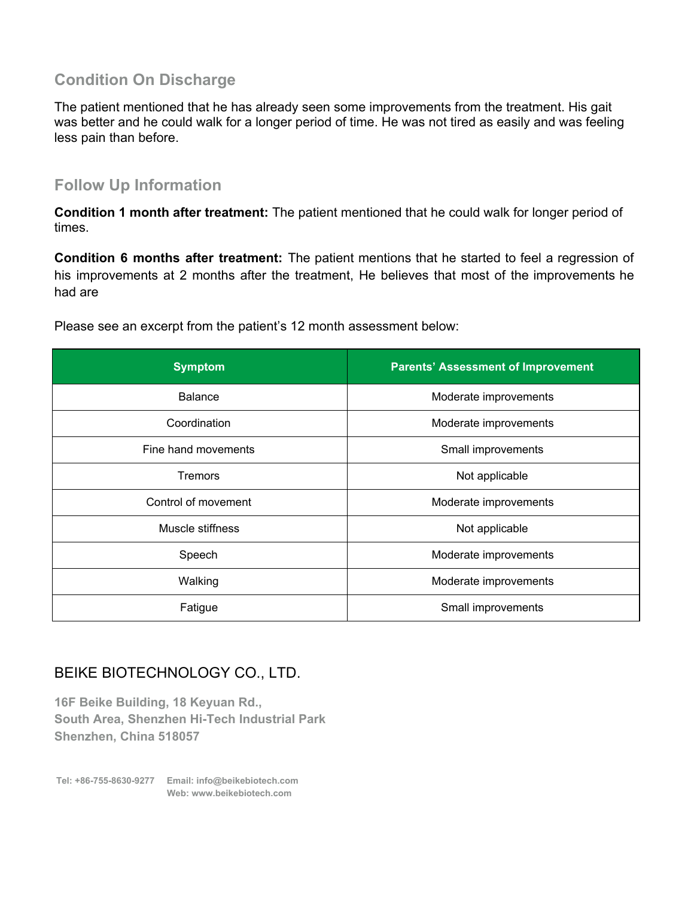## Condition On Discharge

The patient mentioned that he has already seen some improvements from the treatment. His gait was better and he could walk for a longer period of time. He was not tired as easily and was feeling less pain than before.

## Follow Up Information

**Condition 1 month after treatment:** The patient mentioned that he could walk for longer period of times.

**Condition 6 months after treatment:** The patient mentions that he started to feel a regression of his improvements at 2 months after the treatment, He believes that most of the improvements he had are

Please see an excerpt from the patient's 12 month assessment below:

| Symptom | Parents' Assessment of Improvement |
| --- | --- |
| Balance | Moderate improvements |
| Coordination | Moderate improvements |
| Fine hand movements | Small improvements |
| Tremors | Not applicable |
| Control of movement | Moderate improvements |
| Muscle stiffness | Not applicable |
| Speech | Moderate improvements |
| Walking | Moderate improvements |
| Fatigue | Small improvements |

BEIKE BIOTECHNOLOGY CO., LTD.

**16F Beike Building, 18 Keyuan Rd.,**
**South Area, Shenzhen Hi-Tech Industrial Park**
**Shenzhen, China 518057**

**Tel: +86-755-8630-9277** **Email: info@beikebiotech.com**
**Web: www.beikebiotech.com**